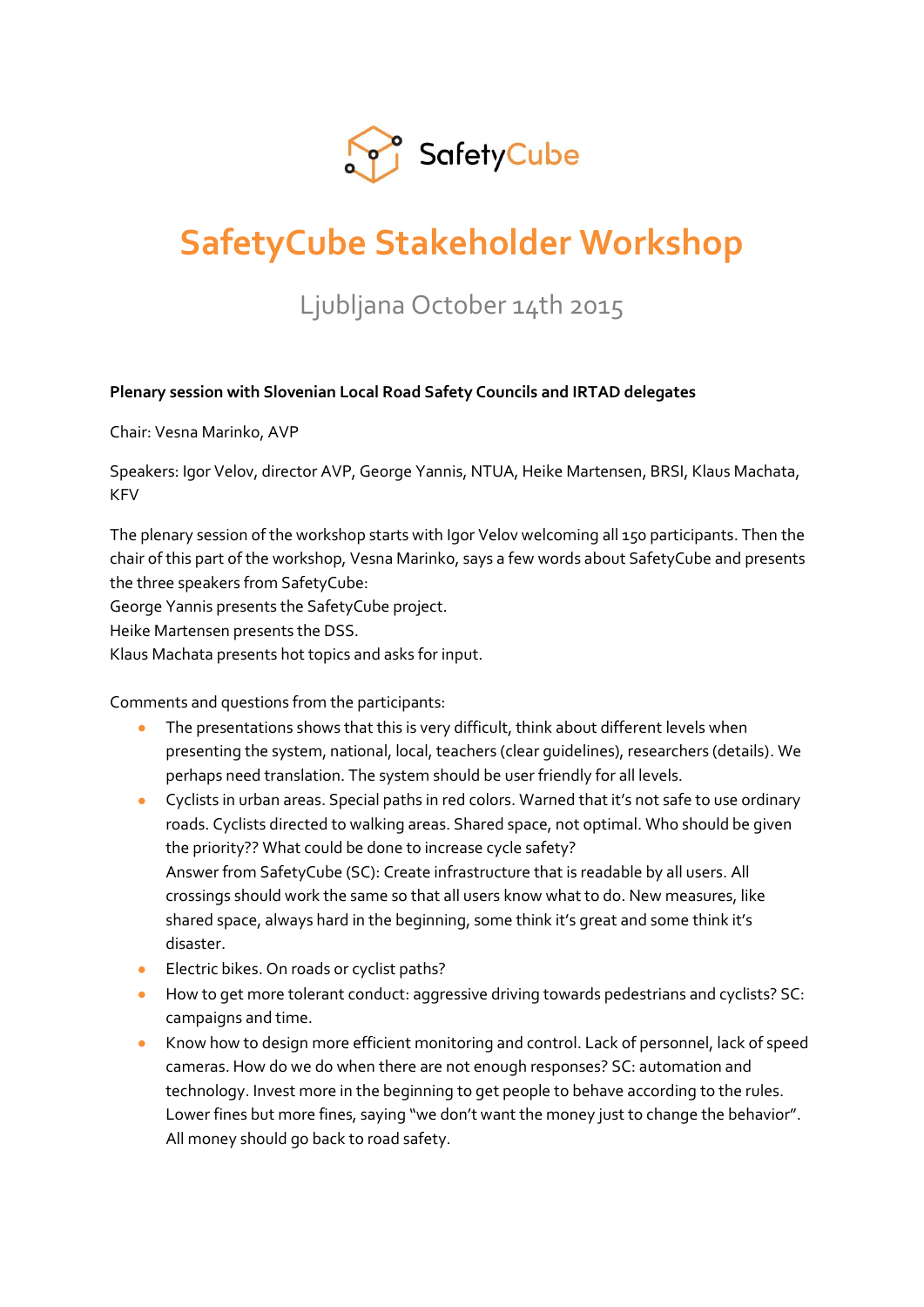# SafetyCube Stakeholder Workshop

Ljubljana October 14th 2015

**Plenary session with Slovenian Local Road Safety Councils and IRTAD delegates**

Chair: Vesna Marinko, AVP

Speakers: Igor Velov, director AVP, George Yannis, NTUA, Heike Martensen, BRSI, Klaus Machata, KFV

The plenary session of the workshop starts with Igor Velov welcoming all 150 participants. Then the chair of this part of the workshop, Vesna Marinko, says a few words about SafetyCube and presents the three speakers from SafetyCube:
George Yannis presents the SafetyCube project.
Heike Martensen presents the DSS.
Klaus Machata presents hot topics and asks for input.

Comments and questions from the participants:

- The presentations shows that this is very difficult, think about different levels when presenting the system, national, local, teachers (clear guidelines), researchers (details). We perhaps need translation. The system should be user friendly for all levels.
- Cyclists in urban areas. Special paths in red colors. Warned that it's not safe to use ordinary roads. Cyclists directed to walking areas. Shared space, not optimal. Who should be given the priority?? What could be done to increase cycle safety?
  Answer from SafetyCube (SC): Create infrastructure that is readable by all users. All crossings should work the same so that all users know what to do. New measures, like shared space, always hard in the beginning, some think it's great and some think it's disaster.
- Electric bikes. On roads or cyclist paths?
- How to get more tolerant conduct: aggressive driving towards pedestrians and cyclists? SC: campaigns and time.
- Know how to design more efficient monitoring and control. Lack of personnel, lack of speed cameras. How do we do when there are not enough responses? SC: automation and technology. Invest more in the beginning to get people to behave according to the rules. Lower fines but more fines, saying "we don't want the money just to change the behavior". All money should go back to road safety.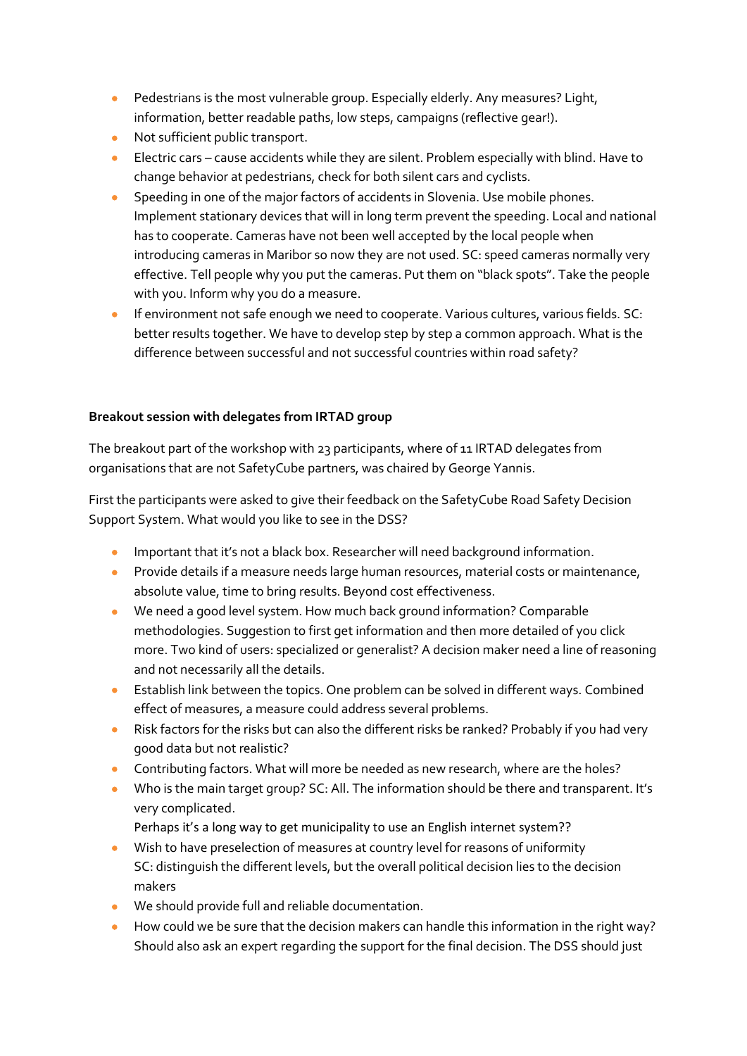- Pedestrians is the most vulnerable group. Especially elderly. Any measures? Light, information, better readable paths, low steps, campaigns (reflective gear!).
- Not sufficient public transport.
- Electric cars – cause accidents while they are silent. Problem especially with blind. Have to change behavior at pedestrians, check for both silent cars and cyclists.
- Speeding in one of the major factors of accidents in Slovenia. Use mobile phones. Implement stationary devices that will in long term prevent the speeding. Local and national has to cooperate. Cameras have not been well accepted by the local people when introducing cameras in Maribor so now they are not used. SC: speed cameras normally very effective. Tell people why you put the cameras. Put them on "black spots". Take the people with you. Inform why you do a measure.
- If environment not safe enough we need to cooperate. Various cultures, various fields. SC: better results together. We have to develop step by step a common approach. What is the difference between successful and not successful countries within road safety?

**Breakout session with delegates from IRTAD group**

The breakout part of the workshop with 23 participants, where of 11 IRTAD delegates from organisations that are not SafetyCube partners, was chaired by George Yannis.

First the participants were asked to give their feedback on the SafetyCube Road Safety Decision Support System. What would you like to see in the DSS?

- Important that it's not a black box. Researcher will need background information.
- Provide details if a measure needs large human resources, material costs or maintenance, absolute value, time to bring results. Beyond cost effectiveness.
- We need a good level system. How much back ground information? Comparable methodologies. Suggestion to first get information and then more detailed of you click more. Two kind of users: specialized or generalist? A decision maker need a line of reasoning and not necessarily all the details.
- Establish link between the topics. One problem can be solved in different ways. Combined effect of measures, a measure could address several problems.
- Risk factors for the risks but can also the different risks be ranked? Probably if you had very good data but not realistic?
- Contributing factors. What will more be needed as new research, where are the holes?
- Who is the main target group? SC: All. The information should be there and transparent. It's very complicated.
  Perhaps it's a long way to get municipality to use an English internet system??
- Wish to have preselection of measures at country level for reasons of uniformity
  SC: distinguish the different levels, but the overall political decision lies to the decision makers
- We should provide full and reliable documentation.
- How could we be sure that the decision makers can handle this information in the right way? Should also ask an expert regarding the support for the final decision. The DSS should just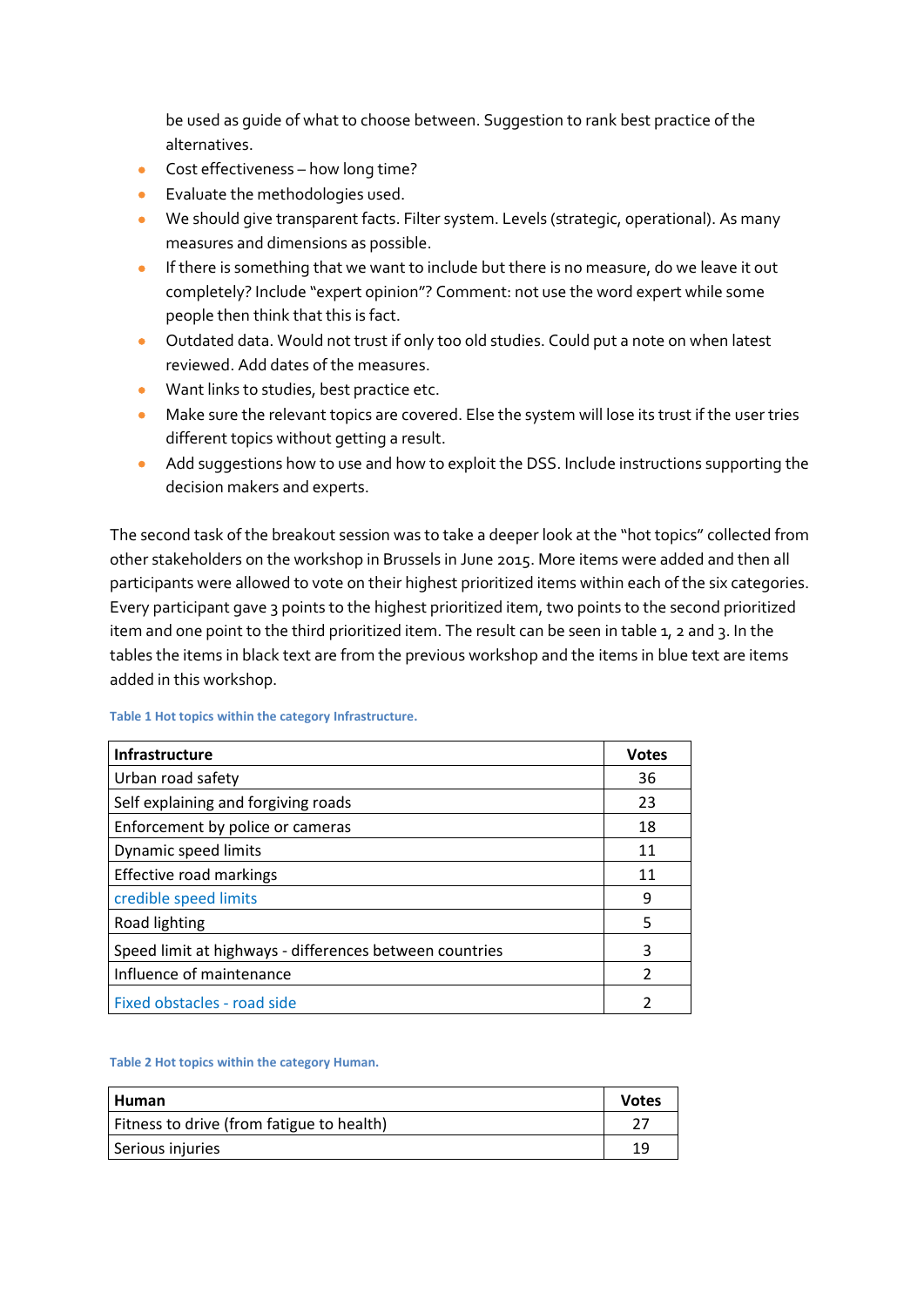be used as guide of what to choose between. Suggestion to rank best practice of the alternatives.

- Cost effectiveness – how long time?
- Evaluate the methodologies used.
- We should give transparent facts. Filter system. Levels (strategic, operational). As many measures and dimensions as possible.
- If there is something that we want to include but there is no measure, do we leave it out completely? Include "expert opinion"? Comment: not use the word expert while some people then think that this is fact.
- Outdated data. Would not trust if only too old studies. Could put a note on when latest reviewed. Add dates of the measures.
- Want links to studies, best practice etc.
- Make sure the relevant topics are covered. Else the system will lose its trust if the user tries different topics without getting a result.
- Add suggestions how to use and how to exploit the DSS. Include instructions supporting the decision makers and experts.

The second task of the breakout session was to take a deeper look at the "hot topics" collected from other stakeholders on the workshop in Brussels in June 2015. More items were added and then all participants were allowed to vote on their highest prioritized items within each of the six categories. Every participant gave 3 points to the highest prioritized item, two points to the second prioritized item and one point to the third prioritized item. The result can be seen in table 1, 2 and 3. In the tables the items in black text are from the previous workshop and the items in blue text are items added in this workshop.

Table 1 Hot topics within the category Infrastructure.

| Infrastructure | Votes |
|---|---|
| Urban road safety | 36 |
| Self explaining and forgiving roads | 23 |
| Enforcement by police or cameras | 18 |
| Dynamic speed limits | 11 |
| Effective road markings | 11 |
| credible speed limits | 9 |
| Road lighting | 5 |
| Speed limit at highways - differences between countries | 3 |
| Influence of maintenance | 2 |
| Fixed obstacles - road side | 2 |

Table 2 Hot topics within the category Human.

| Human | Votes |
|---|---|
| Fitness to drive (from fatigue to health) | 27 |
| Serious injuries | 19 |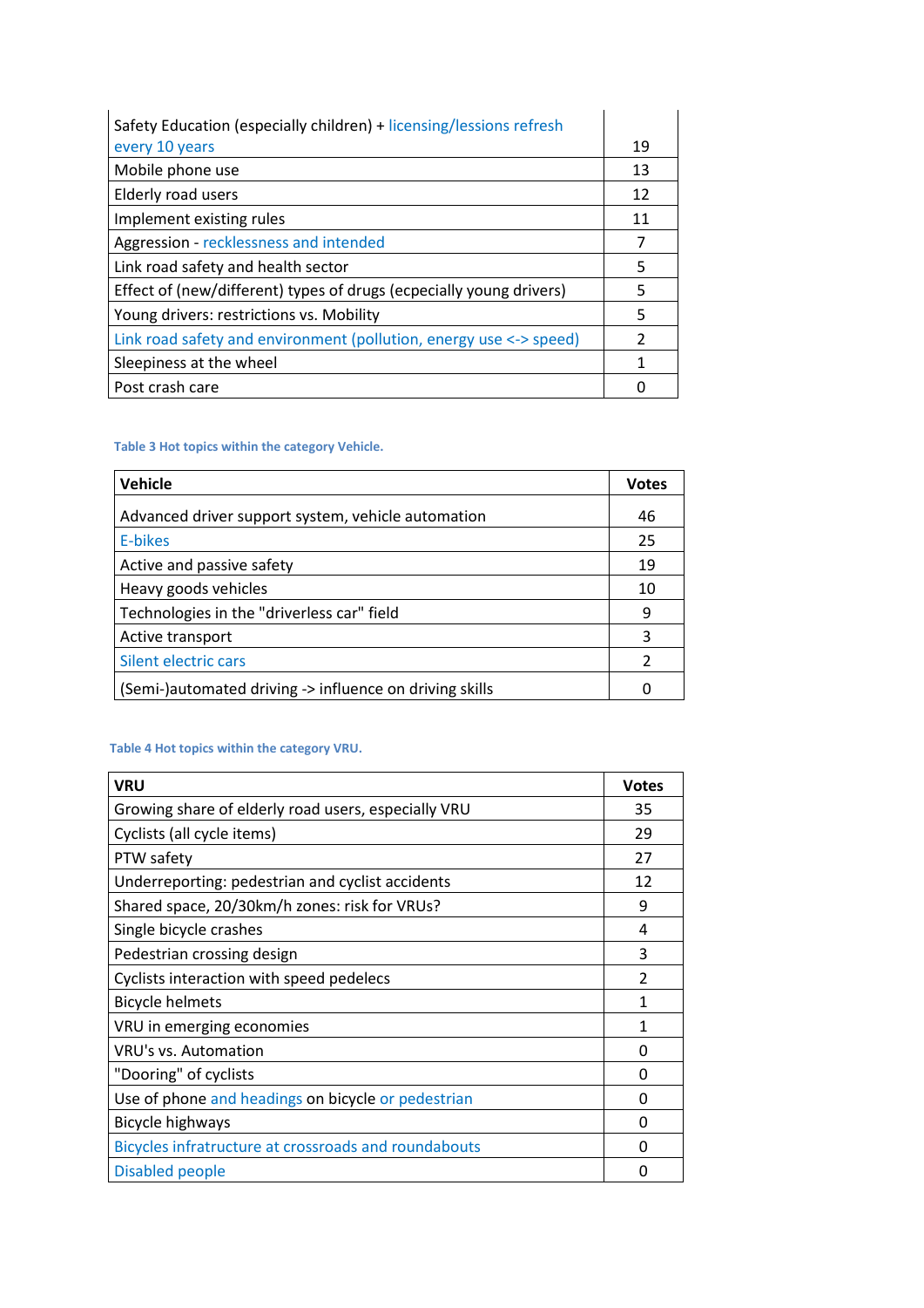| | |
|---|---|
| Safety Education (especially children) + licensing/lessions refresh every 10 years | 19 |
| Mobile phone use | 13 |
| Elderly road users | 12 |
| Implement existing rules | 11 |
| Aggression - recklessness and intended | 7 |
| Link road safety and health sector | 5 |
| Effect of (new/different) types of drugs (ecpecially young drivers) | 5 |
| Young drivers: restrictions vs. Mobility | 5 |
| Link road safety and environment (pollution, energy use <-> speed) | 2 |
| Sleepiness at the wheel | 1 |
| Post crash care | 0 |

**Table 3 Hot topics within the category Vehicle.**

| Vehicle | Votes |
|---|---|
| Advanced driver support system, vehicle automation | 46 |
| E-bikes | 25 |
| Active and passive safety | 19 |
| Heavy goods vehicles | 10 |
| Technologies in the "driverless car" field | 9 |
| Active transport | 3 |
| Silent electric cars | 2 |
| (Semi-)automated driving -> influence on driving skills | 0 |

**Table 4 Hot topics within the category VRU.**

| VRU | Votes |
|---|---|
| Growing share of elderly road users, especially VRU | 35 |
| Cyclists (all cycle items) | 29 |
| PTW safety | 27 |
| Underreporting: pedestrian and cyclist accidents | 12 |
| Shared space, 20/30km/h zones: risk for VRUs? | 9 |
| Single bicycle crashes | 4 |
| Pedestrian crossing design | 3 |
| Cyclists interaction with speed pedelecs | 2 |
| Bicycle helmets | 1 |
| VRU in emerging economies | 1 |
| VRU's vs. Automation | 0 |
| "Dooring" of cyclists | 0 |
| Use of phone and headings on bicycle or pedestrian | 0 |
| Bicycle highways | 0 |
| Bicycles infratructure at crossroads and roundabouts | 0 |
| Disabled people | 0 |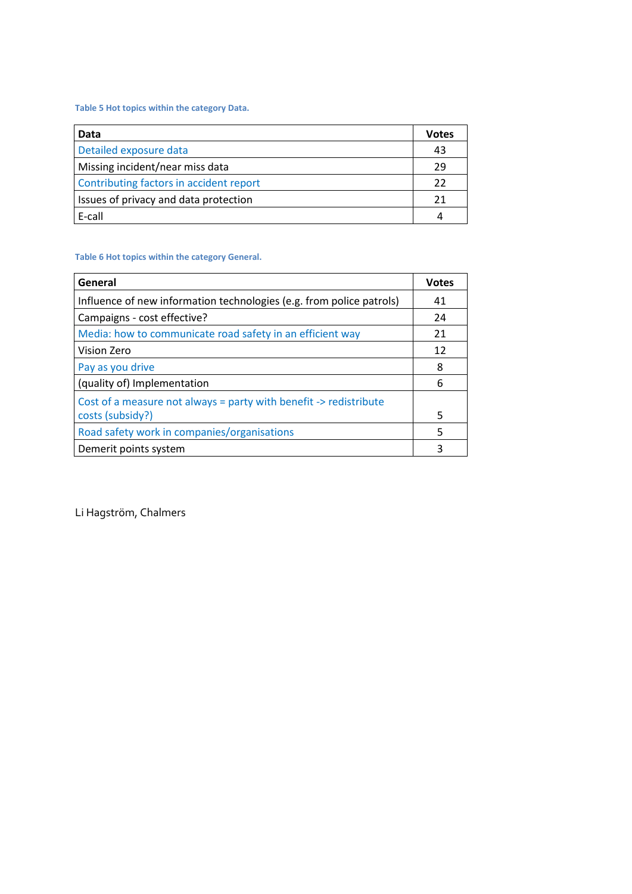Table 5 Hot topics within the category Data.

| Data | Votes |
| --- | --- |
| Detailed exposure data | 43 |
| Missing incident/near miss data | 29 |
| Contributing factors in accident report | 22 |
| Issues of privacy and data protection | 21 |
| E-call | 4 |

Table 6 Hot topics within the category General.

| General | Votes |
| --- | --- |
| Influence of new information technologies (e.g. from police patrols) | 41 |
| Campaigns - cost effective? | 24 |
| Media: how to communicate road safety in an efficient way | 21 |
| Vision Zero | 12 |
| Pay as you drive | 8 |
| (quality of) Implementation | 6 |
| Cost of a measure not always = party with benefit -> redistribute costs (subsidy?) | 5 |
| Road safety work in companies/organisations | 5 |
| Demerit points system | 3 |

Li Hagström, Chalmers